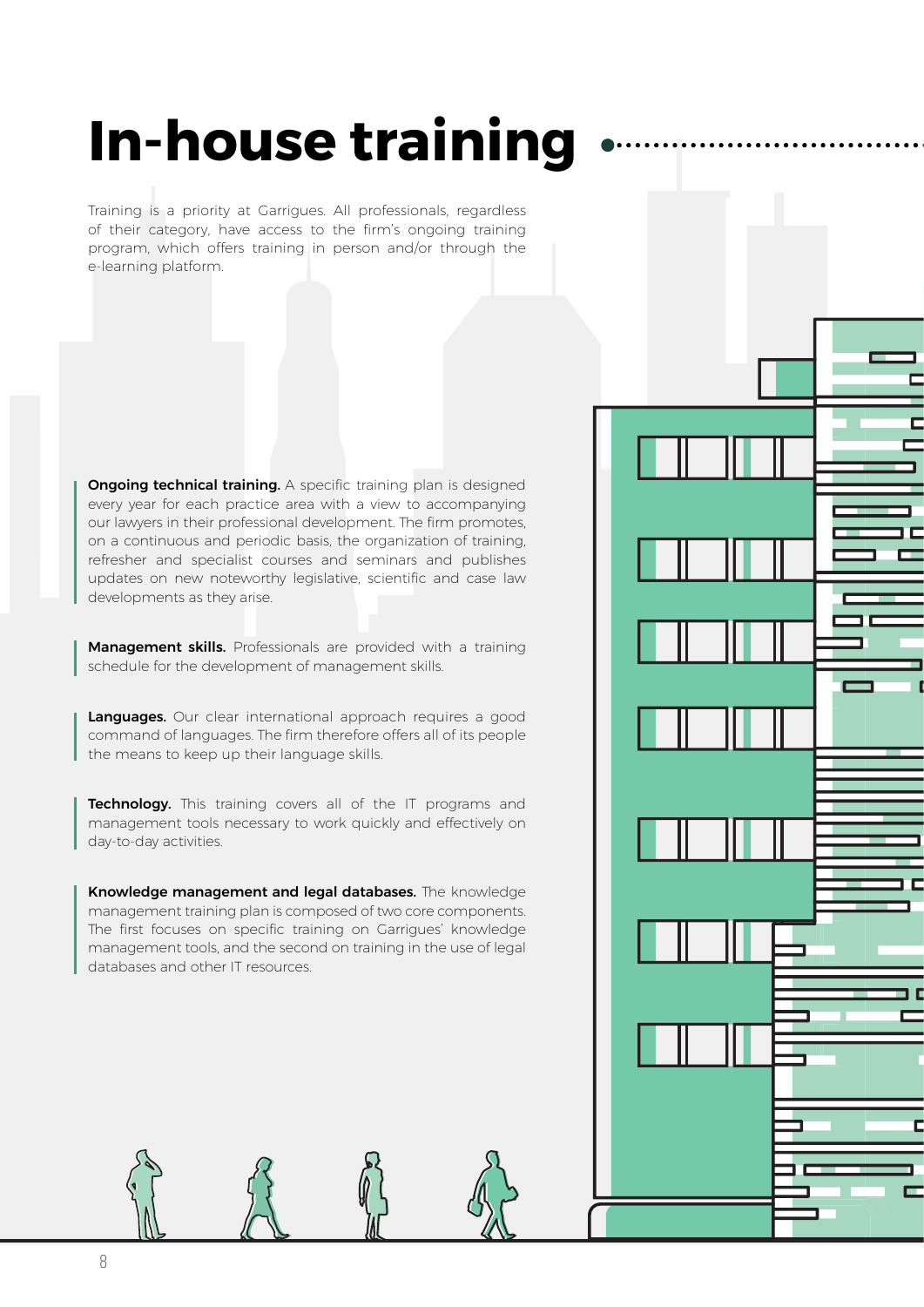# In-house training

Training is a priority at Garrigues. All professionals, regardless of their category, have access to the firm's ongoing training program, which offers training in person and/or through the e-learning platform.

**Ongoing technical training.** A specific training plan is designed every year for each practice area with a view to accompanying our lawyers in their professional development. The firm promotes, on a continuous and periodic basis, the organization of training, refresher and specialist courses and seminars and publishes updates on new noteworthy legislative, scientific and case law developments as they arise.

**Management skills.** Professionals are provided with a training schedule for the development of management skills.

**Languages.** Our clear international approach requires a good command of languages. The firm therefore offers all of its people the means to keep up their language skills.

**Technology.** This training covers all of the IT programs and management tools necessary to work quickly and effectively on day-to-day activities.

**Knowledge management and legal databases.** The knowledge management training plan is composed of two core components. The first focuses on specific training on Garrigues' knowledge management tools, and the second on training in the use of legal databases and other IT resources.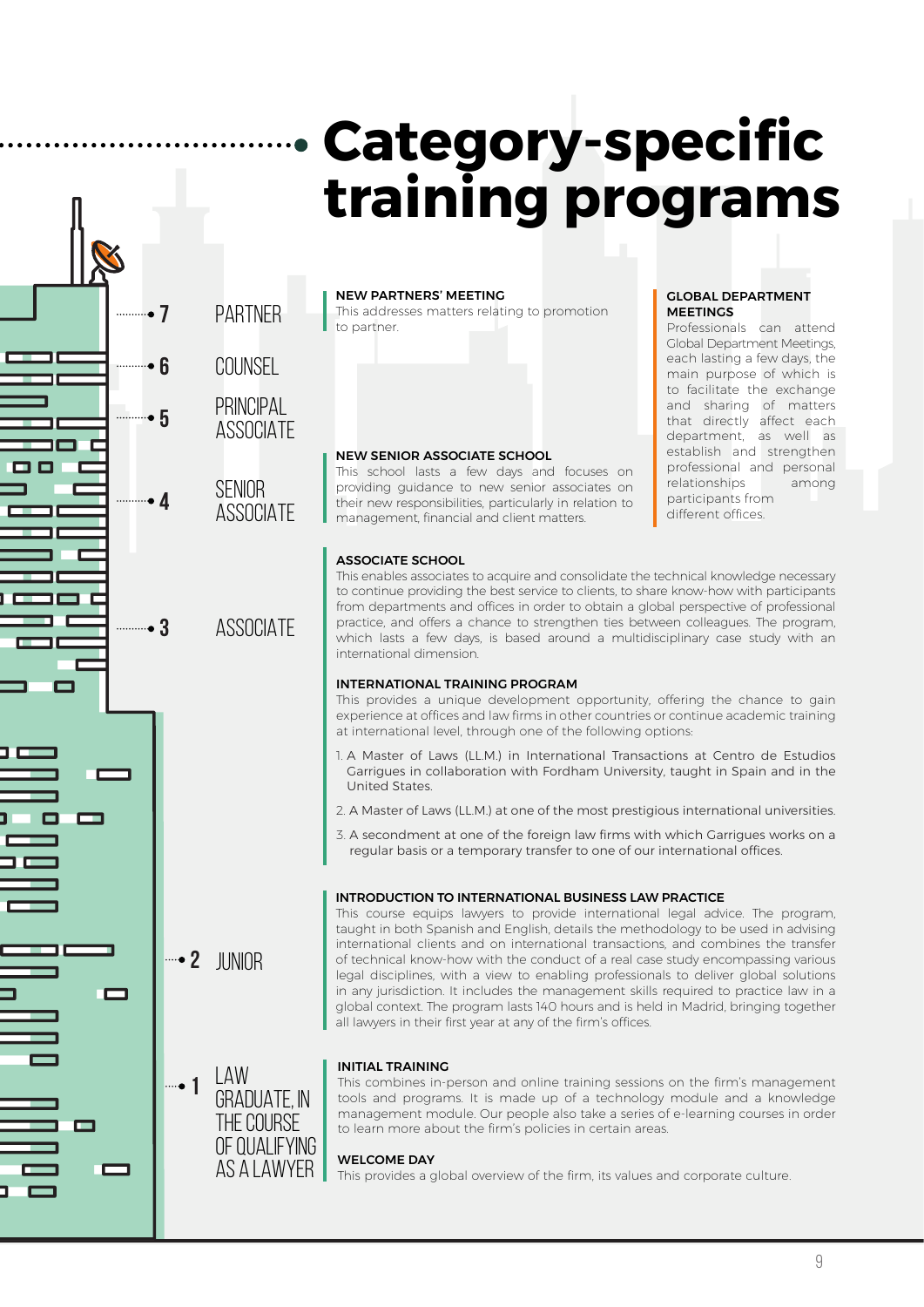# Category-specific training programs

**7 PARTNER**

### NEW PARTNERS' MEETING

This addresses matters relating to promotion to partner.

**6 COUNSEL**

**5 PRINCIPAL ASSOCIATE**

**4 SENIOR ASSOCIATE**

### NEW SENIOR ASSOCIATE SCHOOL

This school lasts a few days and focuses on providing guidance to new senior associates on their new responsibilities, particularly in relation to management, financial and client matters.

### GLOBAL DEPARTMENT MEETINGS

Professionals can attend Global Department Meetings, each lasting a few days, the main purpose of which is to facilitate the exchange and sharing of matters that directly affect each department, as well as establish and strengthen professional and personal relationships among participants from different offices.

**3 ASSOCIATE**

### ASSOCIATE SCHOOL

This enables associates to acquire and consolidate the technical knowledge necessary to continue providing the best service to clients, to share know-how with participants from departments and offices in order to obtain a global perspective of professional practice, and offers a chance to strengthen ties between colleagues. The program, which lasts a few days, is based around a multidisciplinary case study with an international dimension.

### INTERNATIONAL TRAINING PROGRAM

This provides a unique development opportunity, offering the chance to gain experience at offices and law firms in other countries or continue academic training at international level, through one of the following options:

1. A Master of Laws (LL.M.) in International Transactions at Centro de Estudios Garrigues in collaboration with Fordham University, taught in Spain and in the United States.
2. A Master of Laws (LL.M.) at one of the most prestigious international universities.
3. A secondment at one of the foreign law firms with which Garrigues works on a regular basis or a temporary transfer to one of our international offices.

**2 JUNIOR**

### INTRODUCTION TO INTERNATIONAL BUSINESS LAW PRACTICE

This course equips lawyers to provide international legal advice. The program, taught in both Spanish and English, details the methodology to be used in advising international clients and on international transactions, and combines the transfer of technical know-how with the conduct of a real case study encompassing various legal disciplines, with a view to enabling professionals to deliver global solutions in any jurisdiction. It includes the management skills required to practice law in a global context. The program lasts 140 hours and is held in Madrid, bringing together all lawyers in their first year at any of the firm's offices.

**1 LAW GRADUATE, IN THE COURSE OF QUALIFYING AS A LAWYER**

### INITIAL TRAINING

This combines in-person and online training sessions on the firm's management tools and programs. It is made up of a technology module and a knowledge management module. Our people also take a series of e-learning courses in order to learn more about the firm's policies in certain areas.

### WELCOME DAY

This provides a global overview of the firm, its values and corporate culture.